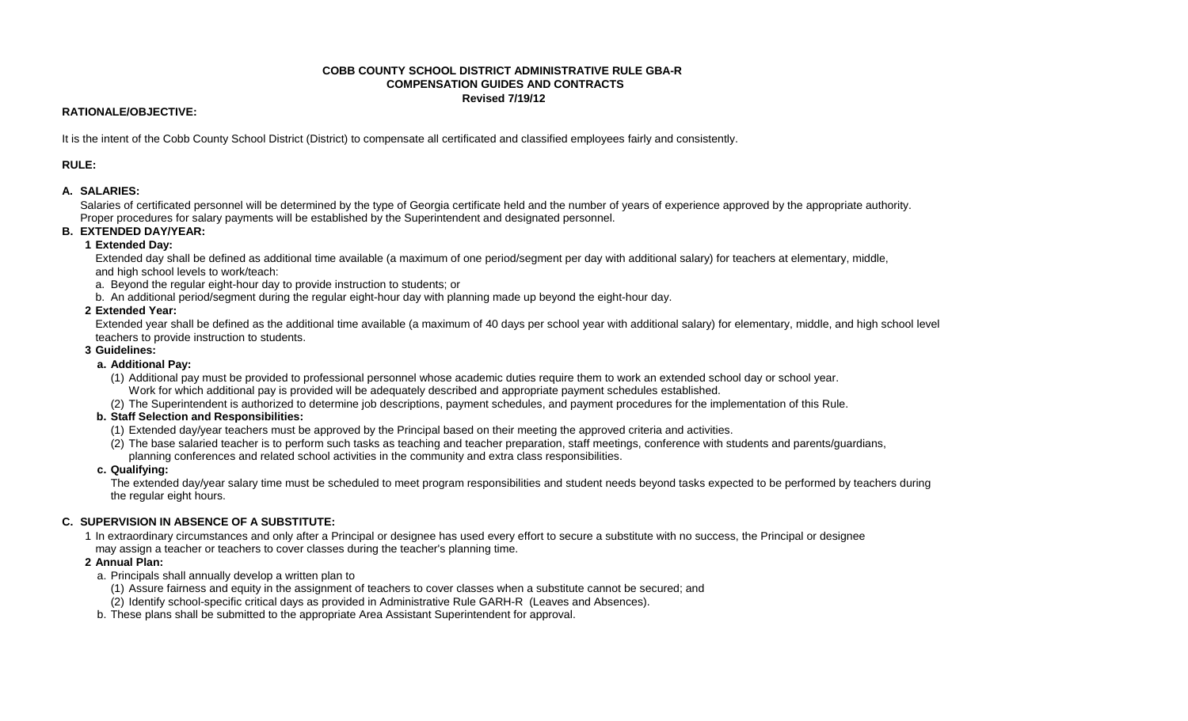**COBB COUNTY SCHOOL DISTRICT ADMINISTRATIVE RULE GBA-R**
**COMPENSATION GUIDES AND CONTRACTS**
**Revised 7/19/12**

**RATIONALE/OBJECTIVE:**

It is the intent of the Cobb County School District (District) to compensate all certificated and classified employees fairly and consistently.

**RULE:**

**A. SALARIES:**

Salaries of certificated personnel will be determined by the type of Georgia certificate held and the number of years of experience approved by the appropriate authority. Proper procedures for salary payments will be established by the Superintendent and designated personnel.

**B. EXTENDED DAY/YEAR:**

**1 Extended Day:**

Extended day shall be defined as additional time available (a maximum of one period/segment per day with additional salary) for teachers at elementary, middle, and high school levels to work/teach:

a. Beyond the regular eight-hour day to provide instruction to students; or

b. An additional period/segment during the regular eight-hour day with planning made up beyond the eight-hour day.

**2 Extended Year:**

Extended year shall be defined as the additional time available (a maximum of 40 days per school year with additional salary) for elementary, middle, and high school level teachers to provide instruction to students.

**3 Guidelines:**

**a. Additional Pay:**

(1) Additional pay must be provided to professional personnel whose academic duties require them to work an extended school day or school year. Work for which additional pay is provided will be adequately described and appropriate payment schedules established.

(2) The Superintendent is authorized to determine job descriptions, payment schedules, and payment procedures for the implementation of this Rule.

**b. Staff Selection and Responsibilities:**

(1) Extended day/year teachers must be approved by the Principal based on their meeting the approved criteria and activities.

(2) The base salaried teacher is to perform such tasks as teaching and teacher preparation, staff meetings, conference with students and parents/guardians, planning conferences and related school activities in the community and extra class responsibilities.

**c. Qualifying:**

The extended day/year salary time must be scheduled to meet program responsibilities and student needs beyond tasks expected to be performed by teachers during the regular eight hours.

**C. SUPERVISION IN ABSENCE OF A SUBSTITUTE:**

1 In extraordinary circumstances and only after a Principal or designee has used every effort to secure a substitute with no success, the Principal or designee may assign a teacher or teachers to cover classes during the teacher's planning time.

**2 Annual Plan:**

a. Principals shall annually develop a written plan to

(1) Assure fairness and equity in the assignment of teachers to cover classes when a substitute cannot be secured; and

(2) Identify school-specific critical days as provided in Administrative Rule GARH-R (Leaves and Absences).

b. These plans shall be submitted to the appropriate Area Assistant Superintendent for approval.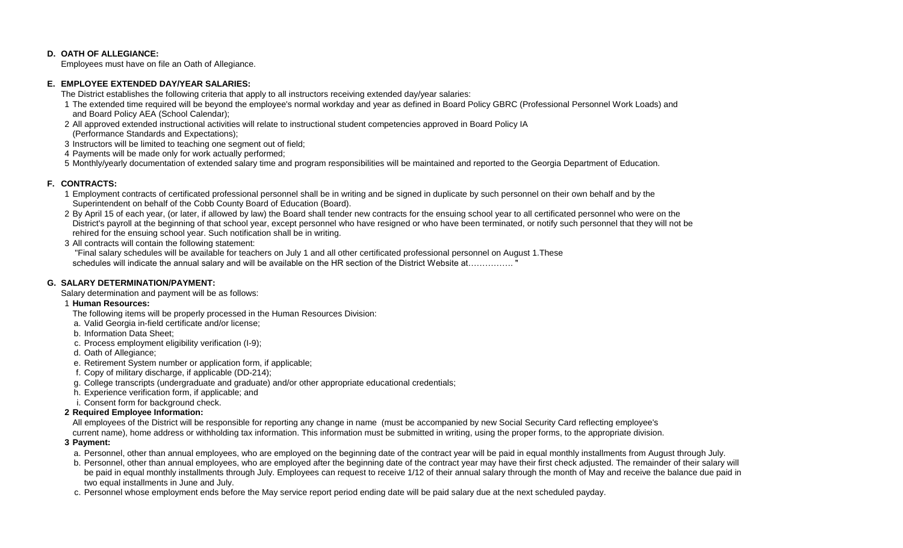**D. OATH OF ALLEGIANCE:**

Employees must have on file an Oath of Allegiance.

**E. EMPLOYEE EXTENDED DAY/YEAR SALARIES:**

The District establishes the following criteria that apply to all instructors receiving extended day/year salaries:

1. The extended time required will be beyond the employee's normal workday and year as defined in Board Policy GBRC (Professional Personnel Work Loads) and and Board Policy AEA (School Calendar);
2. All approved extended instructional activities will relate to instructional student competencies approved in Board Policy IA (Performance Standards and Expectations);
3. Instructors will be limited to teaching one segment out of field;
4. Payments will be made only for work actually performed;
5. Monthly/yearly documentation of extended salary time and program responsibilities will be maintained and reported to the Georgia Department of Education.

**F. CONTRACTS:**

1. Employment contracts of certificated professional personnel shall be in writing and be signed in duplicate by such personnel on their own behalf and by the Superintendent on behalf of the Cobb County Board of Education (Board).
2. By April 15 of each year, (or later, if allowed by law) the Board shall tender new contracts for the ensuing school year to all certificated personnel who were on the District's payroll at the beginning of that school year, except personnel who have resigned or who have been terminated, or notify such personnel that they will not be rehired for the ensuing school year. Such notification shall be in writing.
3. All contracts will contain the following statement:
   "Final salary schedules will be available for teachers on July 1 and all other certificated professional personnel on August 1.These schedules will indicate the annual salary and will be available on the HR section of the District Website at……………. "

**G. SALARY DETERMINATION/PAYMENT:**

Salary determination and payment will be as follows:

1. **Human Resources:**
   The following items will be properly processed in the Human Resources Division:
   a. Valid Georgia in-field certificate and/or license;
   b. Information Data Sheet;
   c. Process employment eligibility verification (I-9);
   d. Oath of Allegiance;
   e. Retirement System number or application form, if applicable;
   f. Copy of military discharge, if applicable (DD-214);
   g. College transcripts (undergraduate and graduate) and/or other appropriate educational credentials;
   h. Experience verification form, if applicable; and
   i. Consent form for background check.
2. **Required Employee Information:**
   All employees of the District will be responsible for reporting any change in name (must be accompanied by new Social Security Card reflecting employee's current name), home address or withholding tax information. This information must be submitted in writing, using the proper forms, to the appropriate division.
3. **Payment:**
   a. Personnel, other than annual employees, who are employed on the beginning date of the contract year will be paid in equal monthly installments from August through July.
   b. Personnel, other than annual employees, who are employed after the beginning date of the contract year may have their first check adjusted. The remainder of their salary will be paid in equal monthly installments through July. Employees can request to receive 1/12 of their annual salary through the month of May and receive the balance due paid in two equal installments in June and July.
   c. Personnel whose employment ends before the May service report period ending date will be paid salary due at the next scheduled payday.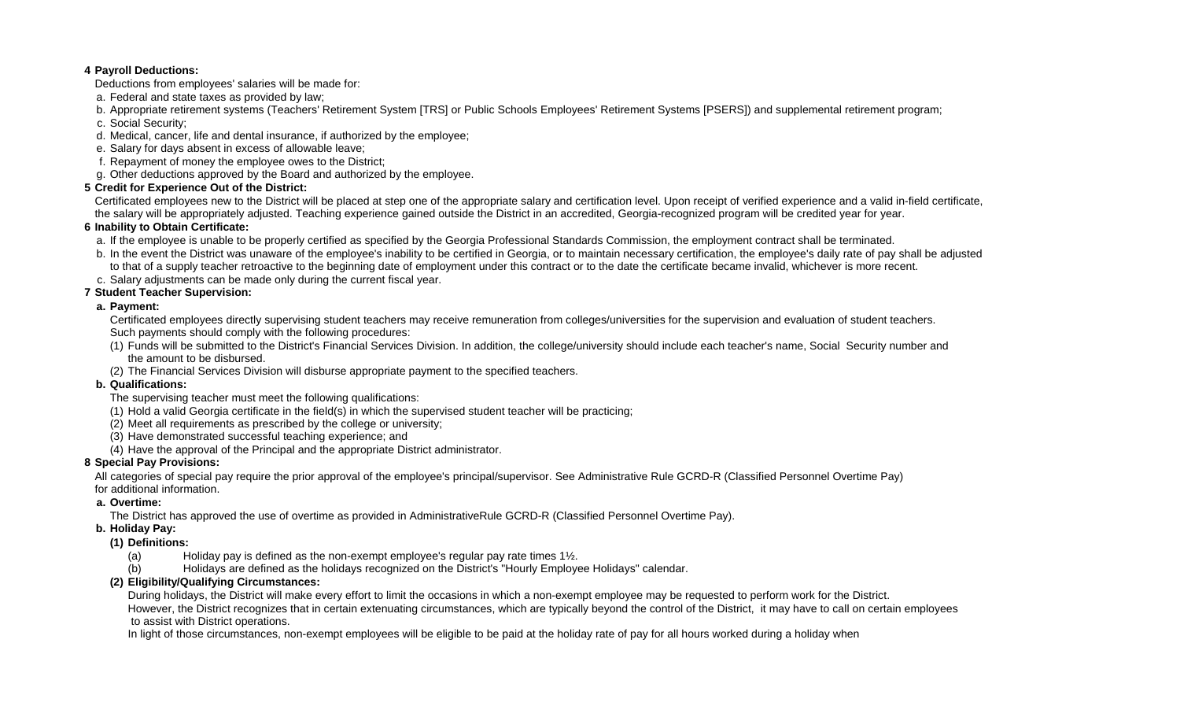**4 Payroll Deductions:**

Deductions from employees' salaries will be made for:

a. Federal and state taxes as provided by law;

b. Appropriate retirement systems (Teachers' Retirement System [TRS] or Public Schools Employees' Retirement Systems [PSERS]) and supplemental retirement program;

c. Social Security;

d. Medical, cancer, life and dental insurance, if authorized by the employee;

e. Salary for days absent in excess of allowable leave;

f. Repayment of money the employee owes to the District;

g. Other deductions approved by the Board and authorized by the employee.

**5 Credit for Experience Out of the District:**

Certificated employees new to the District will be placed at step one of the appropriate salary and certification level. Upon receipt of verified experience and a valid in-field certificate, the salary will be appropriately adjusted. Teaching experience gained outside the District in an accredited, Georgia-recognized program will be credited year for year.

**6 Inability to Obtain Certificate:**

a. If the employee is unable to be properly certified as specified by the Georgia Professional Standards Commission, the employment contract shall be terminated.

b. In the event the District was unaware of the employee's inability to be certified in Georgia, or to maintain necessary certification, the employee's daily rate of pay shall be adjusted to that of a supply teacher retroactive to the beginning date of employment under this contract or to the date the certificate became invalid, whichever is more recent.

c. Salary adjustments can be made only during the current fiscal year.

**7 Student Teacher Supervision:**

**a. Payment:**

Certificated employees directly supervising student teachers may receive remuneration from colleges/universities for the supervision and evaluation of student teachers. Such payments should comply with the following procedures:

(1) Funds will be submitted to the District's Financial Services Division. In addition, the college/university should include each teacher's name, Social Security number and the amount to be disbursed.

(2) The Financial Services Division will disburse appropriate payment to the specified teachers.

**b. Qualifications:**

The supervising teacher must meet the following qualifications:

(1) Hold a valid Georgia certificate in the field(s) in which the supervised student teacher will be practicing;

(2) Meet all requirements as prescribed by the college or university;

(3) Have demonstrated successful teaching experience; and

(4) Have the approval of the Principal and the appropriate District administrator.

**8 Special Pay Provisions:**

All categories of special pay require the prior approval of the employee's principal/supervisor. See Administrative Rule GCRD-R (Classified Personnel Overtime Pay) for additional information.

**a. Overtime:**

The District has approved the use of overtime as provided in AdministrativeRule GCRD-R (Classified Personnel Overtime Pay).

**b. Holiday Pay:**

**(1) Definitions:**

(a) Holiday pay is defined as the non-exempt employee's regular pay rate times 1½.

(b) Holidays are defined as the holidays recognized on the District's "Hourly Employee Holidays" calendar.

**(2) Eligibility/Qualifying Circumstances:**

During holidays, the District will make every effort to limit the occasions in which a non-exempt employee may be requested to perform work for the District. However, the District recognizes that in certain extenuating circumstances, which are typically beyond the control of the District, it may have to call on certain employees to assist with District operations.

In light of those circumstances, non-exempt employees will be eligible to be paid at the holiday rate of pay for all hours worked during a holiday when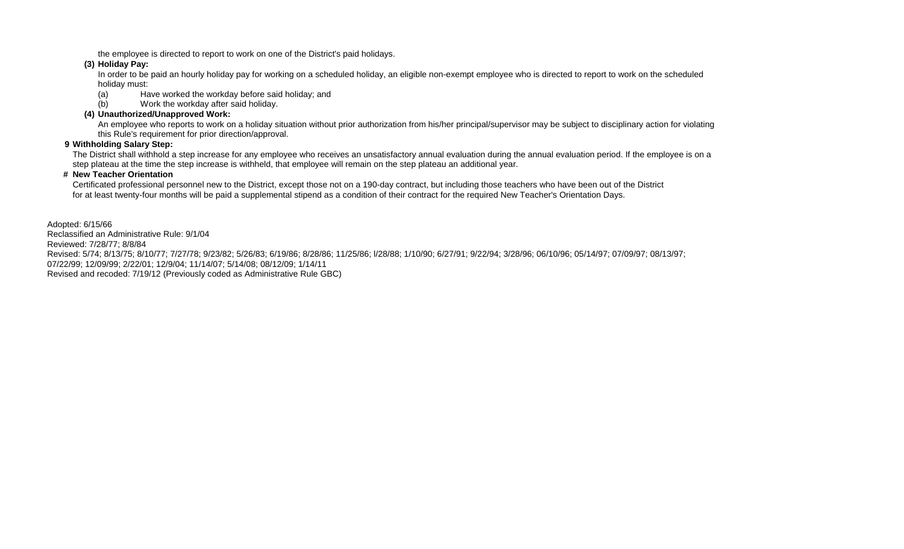the employee is directed to report to work on one of the District's paid holidays.

**(3) Holiday Pay:**

In order to be paid an hourly holiday pay for working on a scheduled holiday, an eligible non-exempt employee who is directed to report to work on the scheduled holiday must:

(a) Have worked the workday before said holiday; and

(b) Work the workday after said holiday.

**(4) Unauthorized/Unapproved Work:**

An employee who reports to work on a holiday situation without prior authorization from his/her principal/supervisor may be subject to disciplinary action for violating this Rule's requirement for prior direction/approval.

**9 Withholding Salary Step:**

The District shall withhold a step increase for any employee who receives an unsatisfactory annual evaluation during the annual evaluation period. If the employee is on a step plateau at the time the step increase is withheld, that employee will remain on the step plateau an additional year.

**# New Teacher Orientation**

Certificated professional personnel new to the District, except those not on a 190-day contract, but including those teachers who have been out of the District for at least twenty-four months will be paid a supplemental stipend as a condition of their contract for the required New Teacher's Orientation Days.

Adopted: 6/15/66
Reclassified an Administrative Rule: 9/1/04
Reviewed: 7/28/77; 8/8/84
Revised: 5/74; 8/13/75; 8/10/77; 7/27/78; 9/23/82; 5/26/83; 6/19/86; 8/28/86; 11/25/86; l/28/88; 1/10/90; 6/27/91; 9/22/94; 3/28/96; 06/10/96; 05/14/97; 07/09/97; 08/13/97; 07/22/99; 12/09/99; 2/22/01; 12/9/04; 11/14/07; 5/14/08; 08/12/09; 1/14/11
Revised and recoded: 7/19/12 (Previously coded as Administrative Rule GBC)